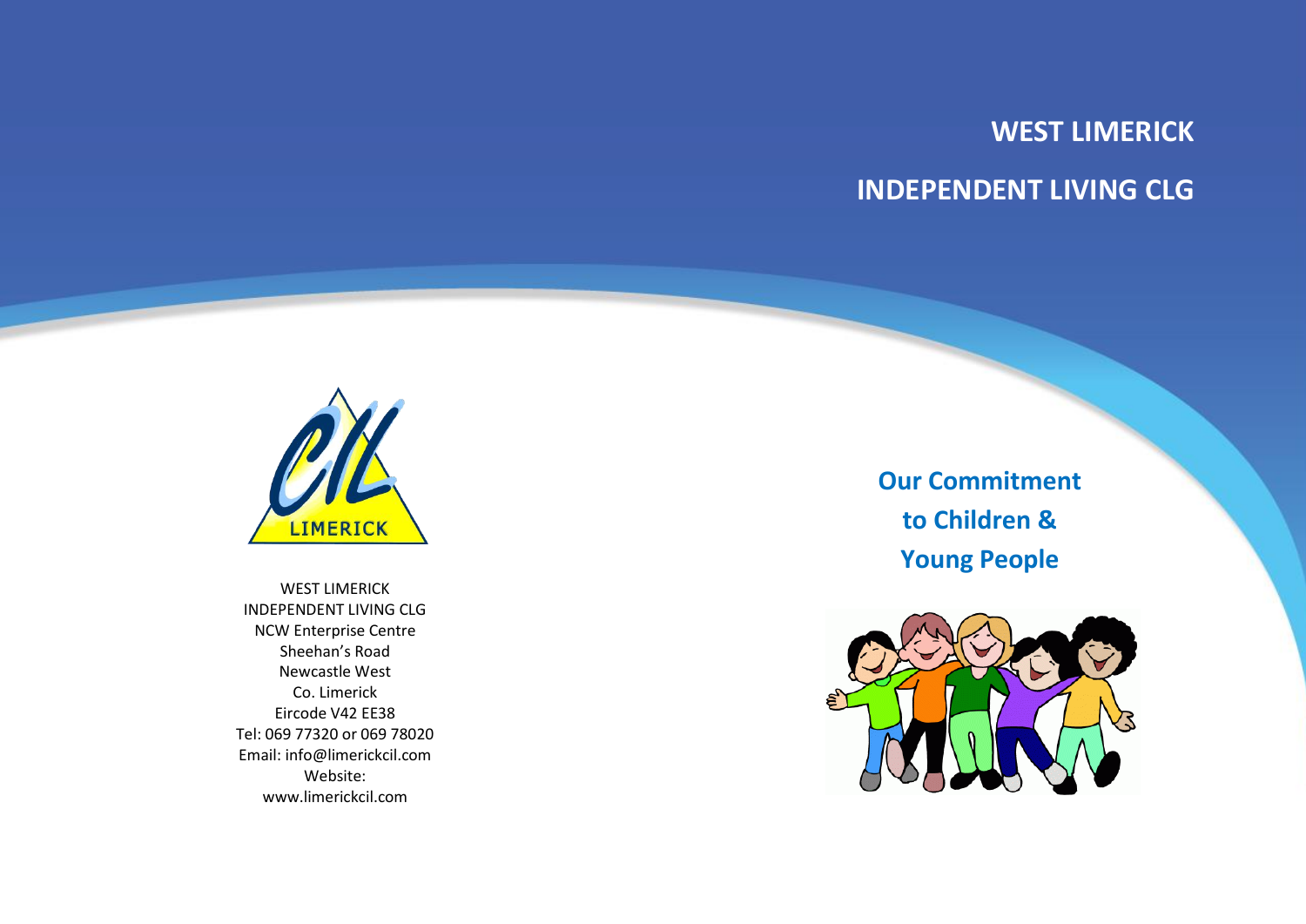# WEST LIMERICK

# INDEPENDENT LIVING CLG

LIMERICK

WEST LIMERICK
INDEPENDENT LIVING CLG
NCW Enterprise Centre
Sheehan's Road
Newcastle West
Co. Limerick
Eircode V42 EE38
Tel: 069 77320 or 069 78020
Email: info@limerickcil.com
Website:
www.limerickcil.com

## Our Commitment to Children & Young People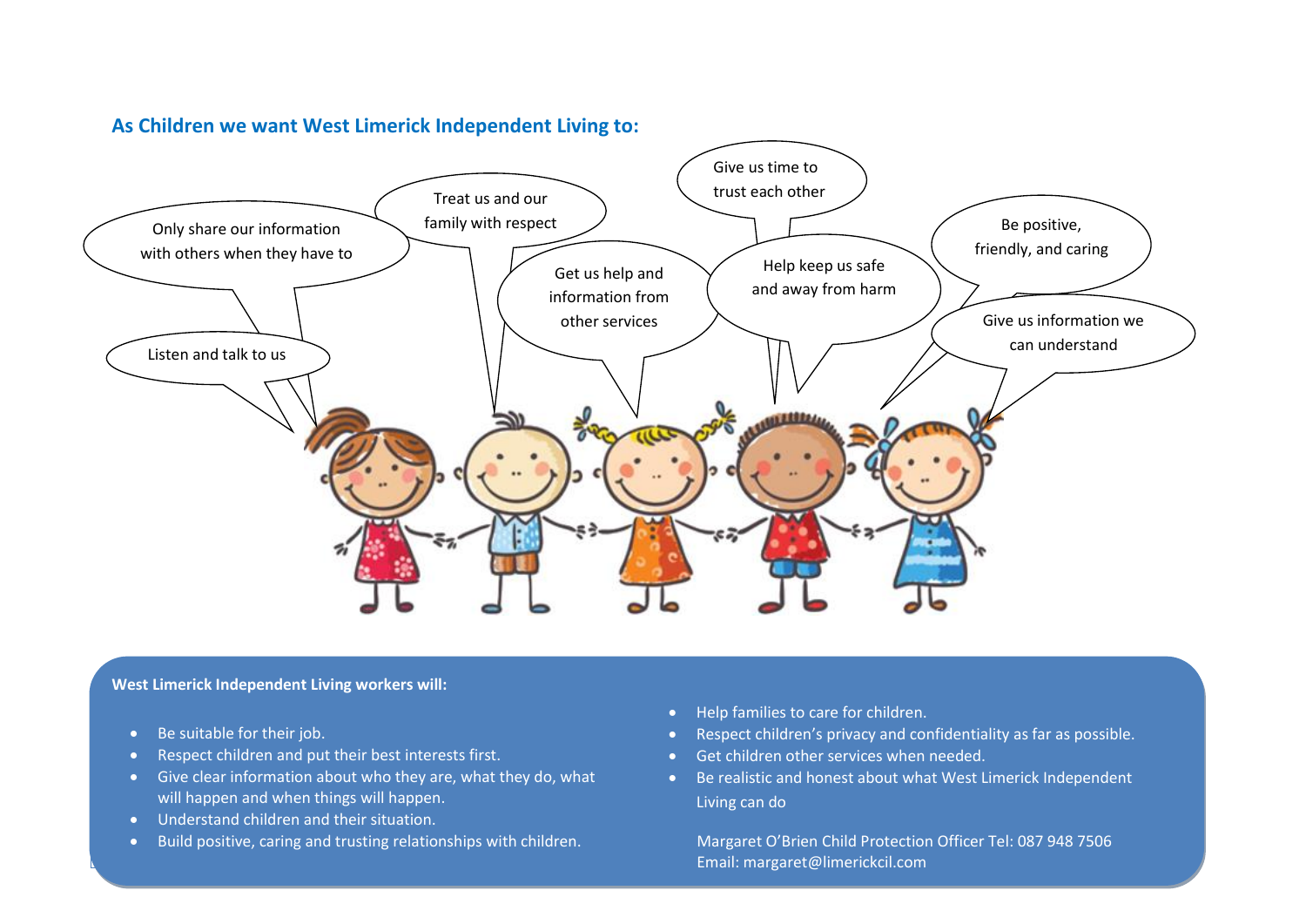## As Children we want West Limerick Independent Living to:

- Only share our information with others when they have to
- Listen and talk to us
- Treat us and our family with respect
- Get us help and information from other services
- Give us time to trust each other
- Help keep us safe and away from harm
- Be positive, friendly, and caring
- Give us information we can understand

**West Limerick Independent Living workers will:**

- Be suitable for their job.
- Respect children and put their best interests first.
- Give clear information about who they are, what they do, what will happen and when things will happen.
- Understand children and their situation.
- Build positive, caring and trusting relationships with children.
- Help families to care for children.
- Respect children's privacy and confidentiality as far as possible.
- Get children other services when needed.
- Be realistic and honest about what West Limerick Independent Living can do

Margaret O'Brien Child Protection Officer Tel: 087 948 7506
Email: margaret@limerickcil.com